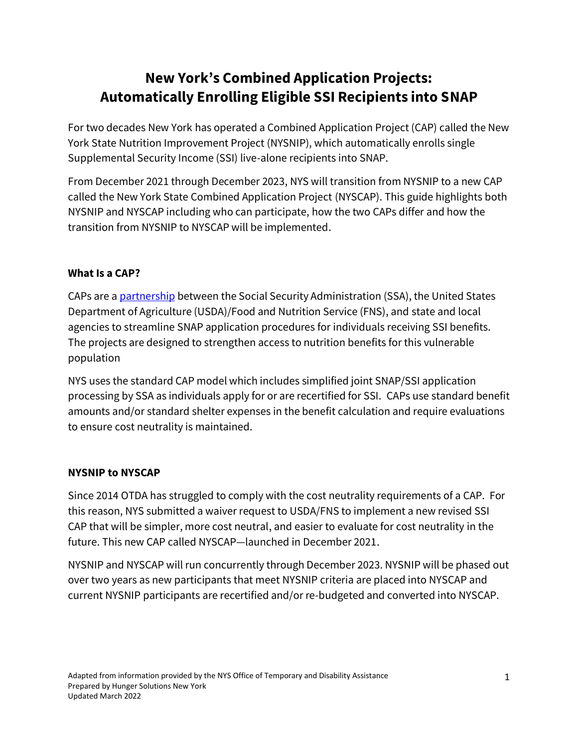# New York's Combined Application Projects: Automatically Enrolling Eligible SSI Recipients into SNAP

For two decades New York has operated a Combined Application Project (CAP) called the New York State Nutrition Improvement Project (NYSNIP), which automatically enrolls single Supplemental Security Income (SSI) live-alone recipients into SNAP.

From December 2021 through December 2023, NYS will transition from NYSNIP to a new CAP called the New York State Combined Application Project (NYSCAP). This guide highlights both NYSNIP and NYSCAP including who can participate, how the two CAPs differ and how the transition from NYSNIP to NYSCAP will be implemented.

### What Is a CAP?

CAPs are a partnership between the Social Security Administration (SSA), the United States Department of Agriculture (USDA)/Food and Nutrition Service (FNS), and state and local agencies to streamline SNAP application procedures for individuals receiving SSI benefits. The projects are designed to strengthen access to nutrition benefits for this vulnerable population

NYS uses the standard CAP model which includes simplified joint SNAP/SSI application processing by SSA as individuals apply for or are recertified for SSI. CAPs use standard benefit amounts and/or standard shelter expenses in the benefit calculation and require evaluations to ensure cost neutrality is maintained.

### NYSNIP to NYSCAP

Since 2014 OTDA has struggled to comply with the cost neutrality requirements of a CAP. For this reason, NYS submitted a waiver request to USDA/FNS to implement a new revised SSI CAP that will be simpler, more cost neutral, and easier to evaluate for cost neutrality in the future. This new CAP called NYSCAP—launched in December 2021.

NYSNIP and NYSCAP will run concurrently through December 2023. NYSNIP will be phased out over two years as new participants that meet NYSNIP criteria are placed into NYSCAP and current NYSNIP participants are recertified and/or re-budgeted and converted into NYSCAP.

Adapted from information provided by the NYS Office of Temporary and Disability Assistance
Prepared by Hunger Solutions New York
Updated March 2022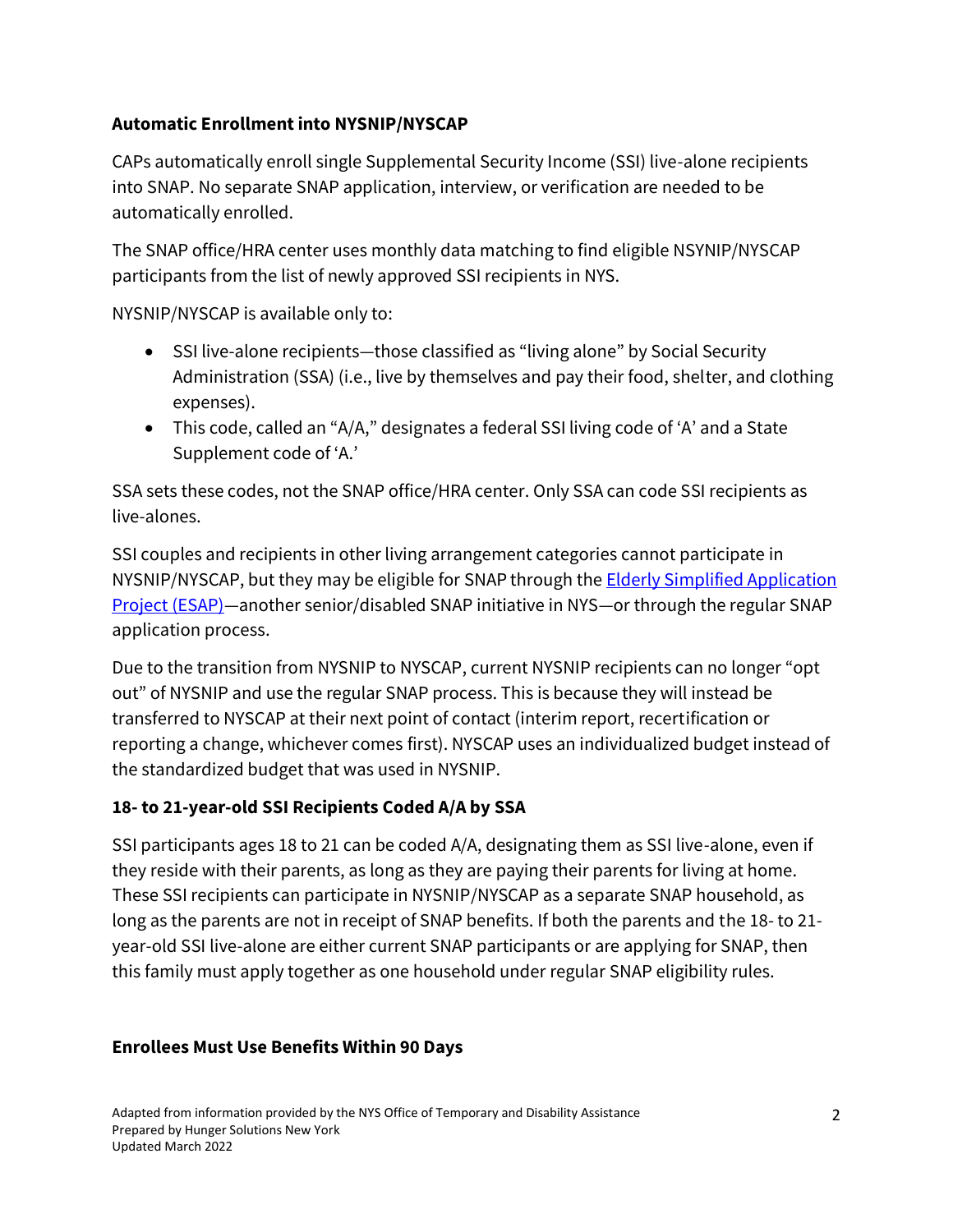**Automatic Enrollment into NYSNIP/NYSCAP**

CAPs automatically enroll single Supplemental Security Income (SSI) live-alone recipients into SNAP. No separate SNAP application, interview, or verification are needed to be automatically enrolled.

The SNAP office/HRA center uses monthly data matching to find eligible NSYNIP/NYSCAP participants from the list of newly approved SSI recipients in NYS.

NYSNIP/NYSCAP is available only to:

- SSI live-alone recipients—those classified as "living alone" by Social Security Administration (SSA) (i.e., live by themselves and pay their food, shelter, and clothing expenses).
- This code, called an "A/A," designates a federal SSI living code of 'A' and a State Supplement code of 'A.'

SSA sets these codes, not the SNAP office/HRA center. Only SSA can code SSI recipients as live-alones.

SSI couples and recipients in other living arrangement categories cannot participate in NYSNIP/NYSCAP, but they may be eligible for SNAP through the [Elderly Simplified Application Project (ESAP)]—another senior/disabled SNAP initiative in NYS—or through the regular SNAP application process.

Due to the transition from NYSNIP to NYSCAP, current NYSNIP recipients can no longer "opt out" of NYSNIP and use the regular SNAP process. This is because they will instead be transferred to NYSCAP at their next point of contact (interim report, recertification or reporting a change, whichever comes first). NYSCAP uses an individualized budget instead of the standardized budget that was used in NYSNIP.

**18- to 21-year-old SSI Recipients Coded A/A by SSA**

SSI participants ages 18 to 21 can be coded A/A, designating them as SSI live-alone, even if they reside with their parents, as long as they are paying their parents for living at home. These SSI recipients can participate in NYSNIP/NYSCAP as a separate SNAP household, as long as the parents are not in receipt of SNAP benefits. If both the parents and the 18- to 21-year-old SSI live-alone are either current SNAP participants or are applying for SNAP, then this family must apply together as one household under regular SNAP eligibility rules.

**Enrollees Must Use Benefits Within 90 Days**

Adapted from information provided by the NYS Office of Temporary and Disability Assistance
Prepared by Hunger Solutions New York
Updated March 2022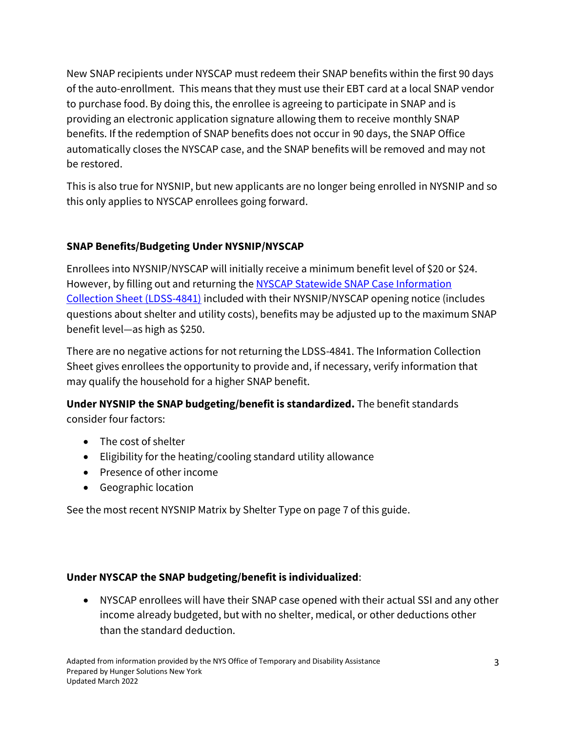New SNAP recipients under NYSCAP must redeem their SNAP benefits within the first 90 days of the auto-enrollment. This means that they must use their EBT card at a local SNAP vendor to purchase food. By doing this, the enrollee is agreeing to participate in SNAP and is providing an electronic application signature allowing them to receive monthly SNAP benefits. If the redemption of SNAP benefits does not occur in 90 days, the SNAP Office automatically closes the NYSCAP case, and the SNAP benefits will be removed and may not be restored.

This is also true for NYSNIP, but new applicants are no longer being enrolled in NYSNIP and so this only applies to NYSCAP enrollees going forward.

### SNAP Benefits/Budgeting Under NYSNIP/NYSCAP

Enrollees into NYSNIP/NYSCAP will initially receive a minimum benefit level of $20 or $24. However, by filling out and returning the [NYSCAP Statewide SNAP Case Information Collection Sheet (LDSS-4841)] included with their NYSNIP/NYSCAP opening notice (includes questions about shelter and utility costs), benefits may be adjusted up to the maximum SNAP benefit level—as high as $250.

There are no negative actions for not returning the LDSS-4841. The Information Collection Sheet gives enrollees the opportunity to provide and, if necessary, verify information that may qualify the household for a higher SNAP benefit.

**Under NYSNIP the SNAP budgeting/benefit is standardized.** The benefit standards consider four factors:

- The cost of shelter
- Eligibility for the heating/cooling standard utility allowance
- Presence of other income
- Geographic location

See the most recent NYSNIP Matrix by Shelter Type on page 7 of this guide.

**Under NYSCAP the SNAP budgeting/benefit is individualized**:

- NYSCAP enrollees will have their SNAP case opened with their actual SSI and any other income already budgeted, but with no shelter, medical, or other deductions other than the standard deduction.

Adapted from information provided by the NYS Office of Temporary and Disability Assistance
Prepared by Hunger Solutions New York
Updated March 2022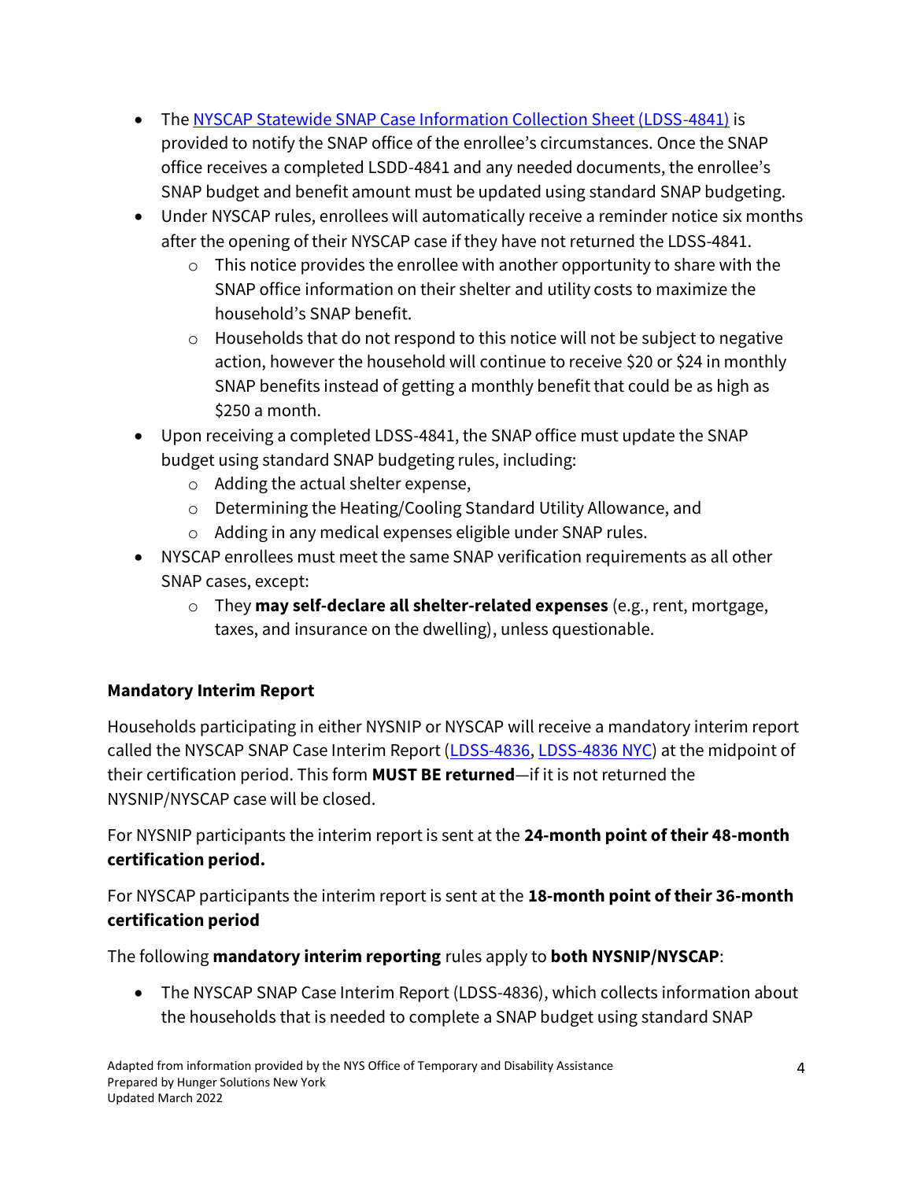- The [NYSCAP Statewide SNAP Case Information Collection Sheet (LDSS-4841)]() is provided to notify the SNAP office of the enrollee's circumstances. Once the SNAP office receives a completed LSDD-4841 and any needed documents, the enrollee's SNAP budget and benefit amount must be updated using standard SNAP budgeting.
- Under NYSCAP rules, enrollees will automatically receive a reminder notice six months after the opening of their NYSCAP case if they have not returned the LDSS-4841.
  - This notice provides the enrollee with another opportunity to share with the SNAP office information on their shelter and utility costs to maximize the household's SNAP benefit.
  - Households that do not respond to this notice will not be subject to negative action, however the household will continue to receive $20 or $24 in monthly SNAP benefits instead of getting a monthly benefit that could be as high as $250 a month.
- Upon receiving a completed LDSS-4841, the SNAP office must update the SNAP budget using standard SNAP budgeting rules, including:
  - Adding the actual shelter expense,
  - Determining the Heating/Cooling Standard Utility Allowance, and
  - Adding in any medical expenses eligible under SNAP rules.
- NYSCAP enrollees must meet the same SNAP verification requirements as all other SNAP cases, except:
  - They **may self-declare all shelter-related expenses** (e.g., rent, mortgage, taxes, and insurance on the dwelling), unless questionable.

**Mandatory Interim Report**

Households participating in either NYSNIP or NYSCAP will receive a mandatory interim report called the NYSCAP SNAP Case Interim Report ([LDSS-4836](), [LDSS-4836 NYC]()) at the midpoint of their certification period. This form **MUST BE returned**—if it is not returned the NYSNIP/NYSCAP case will be closed.

For NYSNIP participants the interim report is sent at the **24-month point of their 48-month certification period.**

For NYSCAP participants the interim report is sent at the **18-month point of their 36-month certification period**

The following **mandatory interim reporting** rules apply to **both NYSNIP/NYSCAP**:

- The NYSCAP SNAP Case Interim Report (LDSS-4836), which collects information about the households that is needed to complete a SNAP budget using standard SNAP

Adapted from information provided by the NYS Office of Temporary and Disability Assistance
Prepared by Hunger Solutions New York
Updated March 2022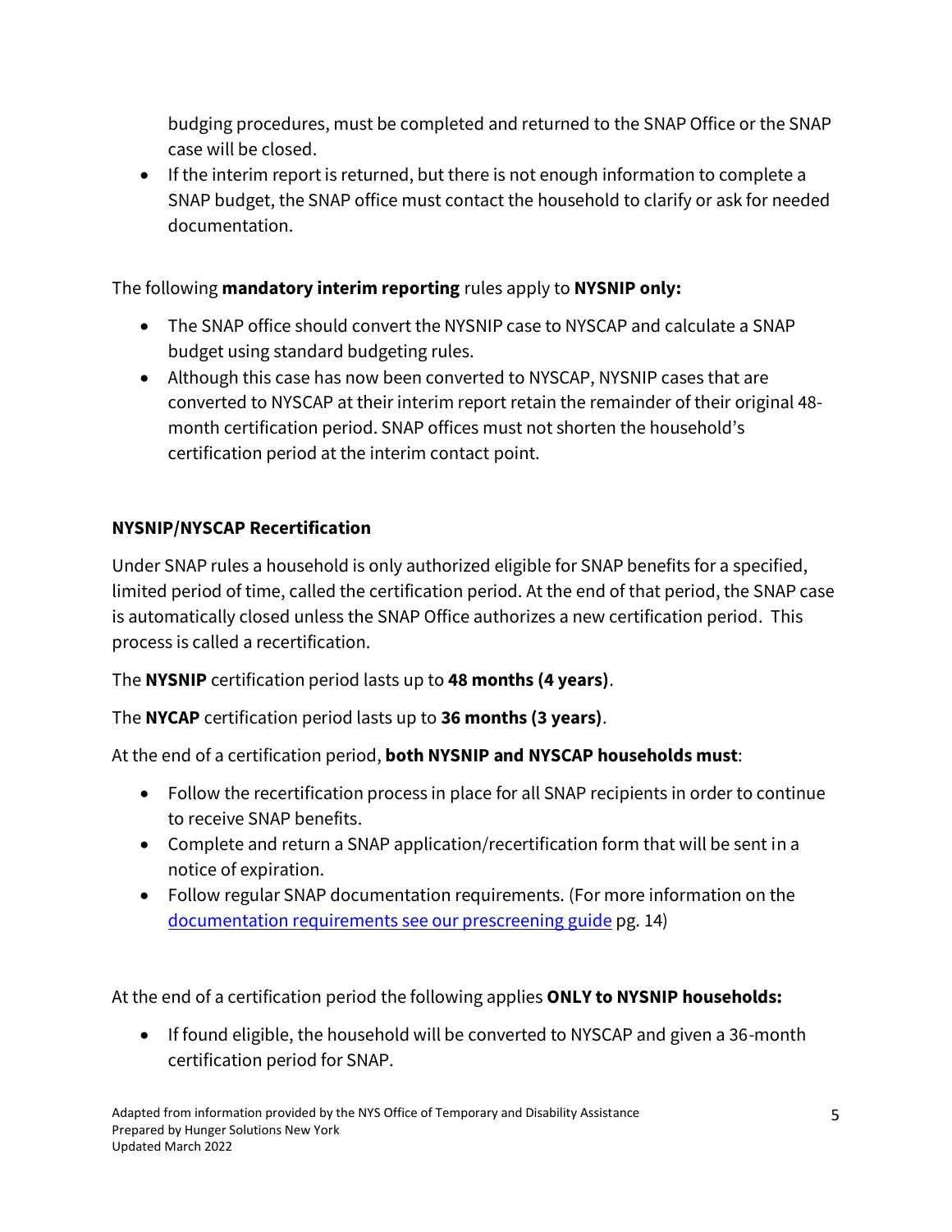budging procedures, must be completed and returned to the SNAP Office or the SNAP case will be closed.
- If the interim report is returned, but there is not enough information to complete a SNAP budget, the SNAP office must contact the household to clarify or ask for needed documentation.

The following **mandatory interim reporting** rules apply to **NYSNIP only:**

- The SNAP office should convert the NYSNIP case to NYSCAP and calculate a SNAP budget using standard budgeting rules.
- Although this case has now been converted to NYSCAP, NYSNIP cases that are converted to NYSCAP at their interim report retain the remainder of their original 48-month certification period. SNAP offices must not shorten the household's certification period at the interim contact point.

### NYSNIP/NYSCAP Recertification

Under SNAP rules a household is only authorized eligible for SNAP benefits for a specified, limited period of time, called the certification period. At the end of that period, the SNAP case is automatically closed unless the SNAP Office authorizes a new certification period. This process is called a recertification.

The **NYSNIP** certification period lasts up to **48 months (4 years)**.

The **NYCAP** certification period lasts up to **36 months (3 years)**.

At the end of a certification period, **both NYSNIP and NYSCAP households must**:

- Follow the recertification process in place for all SNAP recipients in order to continue to receive SNAP benefits.
- Complete and return a SNAP application/recertification form that will be sent in a notice of expiration.
- Follow regular SNAP documentation requirements. (For more information on the [documentation requirements see our prescreening guide]() pg. 14)

At the end of a certification period the following applies **ONLY to NYSNIP households:**

- If found eligible, the household will be converted to NYSCAP and given a 36-month certification period for SNAP.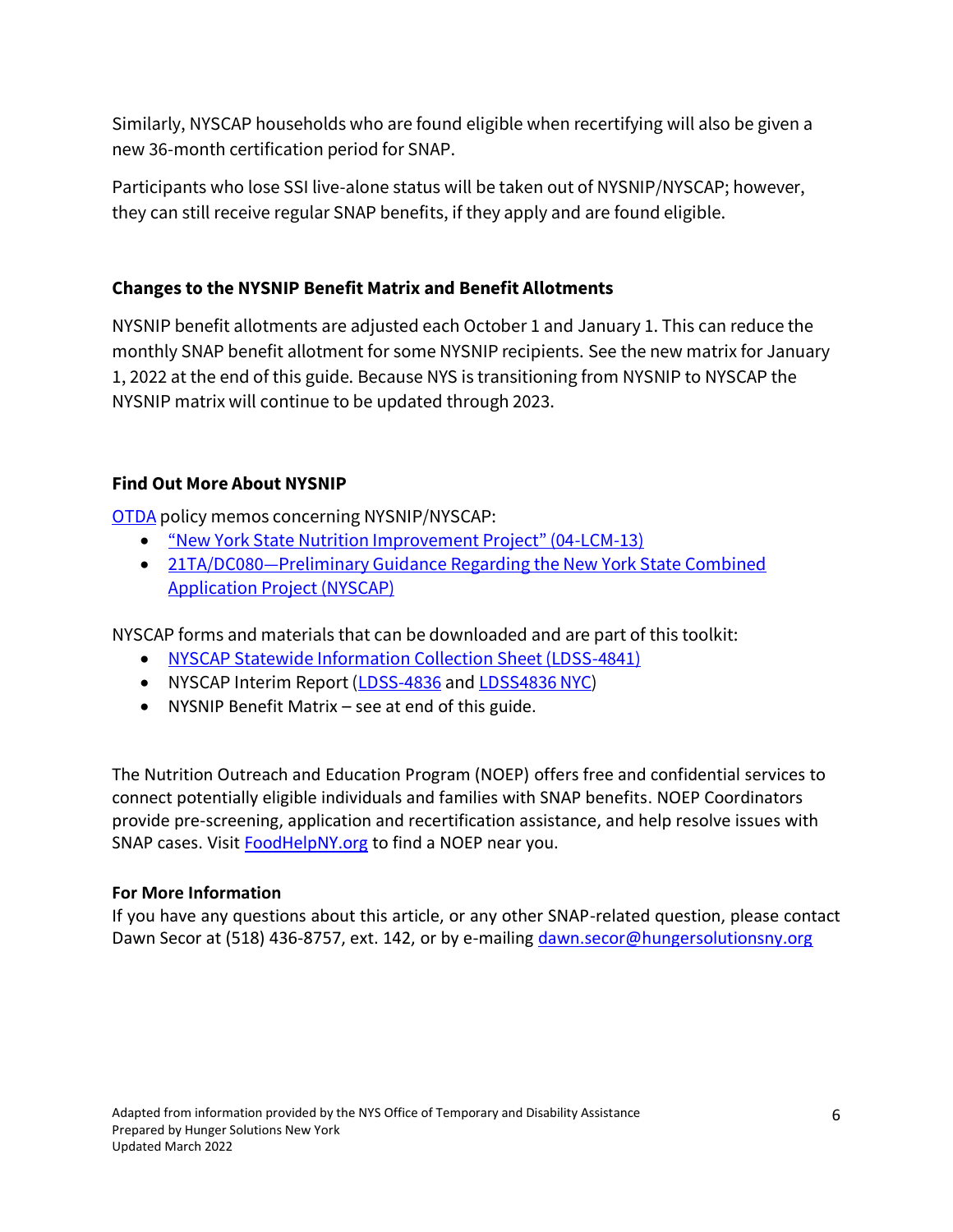Similarly, NYSCAP households who are found eligible when recertifying will also be given a new 36-month certification period for SNAP.

Participants who lose SSI live-alone status will be taken out of NYSNIP/NYSCAP; however, they can still receive regular SNAP benefits, if they apply and are found eligible.

### Changes to the NYSNIP Benefit Matrix and Benefit Allotments

NYSNIP benefit allotments are adjusted each October 1 and January 1. This can reduce the monthly SNAP benefit allotment for some NYSNIP recipients. See the new matrix for January 1, 2022 at the end of this guide. Because NYS is transitioning from NYSNIP to NYSCAP the NYSNIP matrix will continue to be updated through 2023.

### Find Out More About NYSNIP

OTDA policy memos concerning NYSNIP/NYSCAP:

- "New York State Nutrition Improvement Project" (04-LCM-13)
- 21TA/DC080—Preliminary Guidance Regarding the New York State Combined Application Project (NYSCAP)

NYSCAP forms and materials that can be downloaded and are part of this toolkit:

- NYSCAP Statewide Information Collection Sheet (LDSS-4841)
- NYSCAP Interim Report (LDSS-4836 and LDSS4836 NYC)
- NYSNIP Benefit Matrix – see at end of this guide.

The Nutrition Outreach and Education Program (NOEP) offers free and confidential services to connect potentially eligible individuals and families with SNAP benefits. NOEP Coordinators provide pre-screening, application and recertification assistance, and help resolve issues with SNAP cases. Visit FoodHelpNY.org to find a NOEP near you.

**For More Information**

If you have any questions about this article, or any other SNAP-related question, please contact Dawn Secor at (518) 436-8757, ext. 142, or by e-mailing dawn.secor@hungersolutionsny.org

Adapted from information provided by the NYS Office of Temporary and Disability Assistance
Prepared by Hunger Solutions New York
Updated March 2022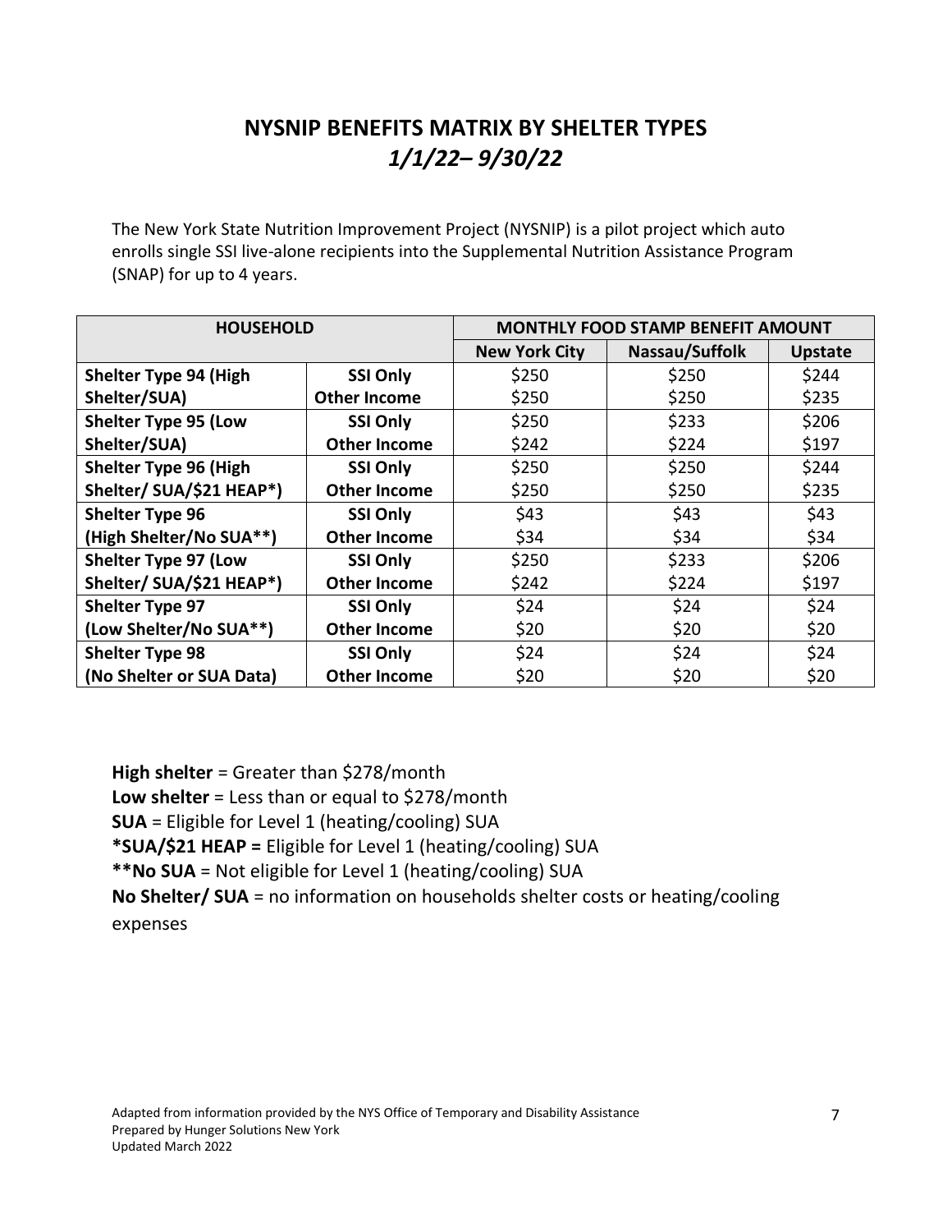# NYSNIP BENEFITS MATRIX BY SHELTER TYPES
## *1/1/22– 9/30/22*

The New York State Nutrition Improvement Project (NYSNIP) is a pilot project which auto enrolls single SSI live-alone recipients into the Supplemental Nutrition Assistance Program (SNAP) for up to 4 years.

| HOUSEHOLD | | MONTHLY FOOD STAMP BENEFIT AMOUNT | | |
|---|---|---|---|---|
| | | **New York City** | **Nassau/Suffolk** | **Upstate** |
| **Shelter Type 94 (High Shelter/SUA)** | **SSI Only** | $250 | $250 | $244 |
| | **Other Income** | $250 | $250 | $235 |
| **Shelter Type 95 (Low Shelter/SUA)** | **SSI Only** | $250 | $233 | $206 |
| | **Other Income** | $242 | $224 | $197 |
| **Shelter Type 96 (High Shelter/ SUA/$21 HEAP*)** | **SSI Only** | $250 | $250 | $244 |
| | **Other Income** | $250 | $250 | $235 |
| **Shelter Type 96 (High Shelter/No SUA**)** | **SSI Only** | $43 | $43 | $43 |
| | **Other Income** | $34 | $34 | $34 |
| **Shelter Type 97 (Low Shelter/ SUA/$21 HEAP*)** | **SSI Only** | $250 | $233 | $206 |
| | **Other Income** | $242 | $224 | $197 |
| **Shelter Type 97 (Low Shelter/No SUA**)** | **SSI Only** | $24 | $24 | $24 |
| | **Other Income** | $20 | $20 | $20 |
| **Shelter Type 98 (No Shelter or SUA Data)** | **SSI Only** | $24 | $24 | $24 |
| | **Other Income** | $20 | $20 | $20 |

**High shelter** = Greater than $278/month

**Low shelter** = Less than or equal to $278/month

**SUA** = Eligible for Level 1 (heating/cooling) SUA

***SUA/$21 HEAP =** Eligible for Level 1 (heating/cooling) SUA

****No SUA** = Not eligible for Level 1 (heating/cooling) SUA

**No Shelter/ SUA** = no information on households shelter costs or heating/cooling expenses

Adapted from information provided by the NYS Office of Temporary and Disability Assistance
Prepared by Hunger Solutions New York
Updated March 2022